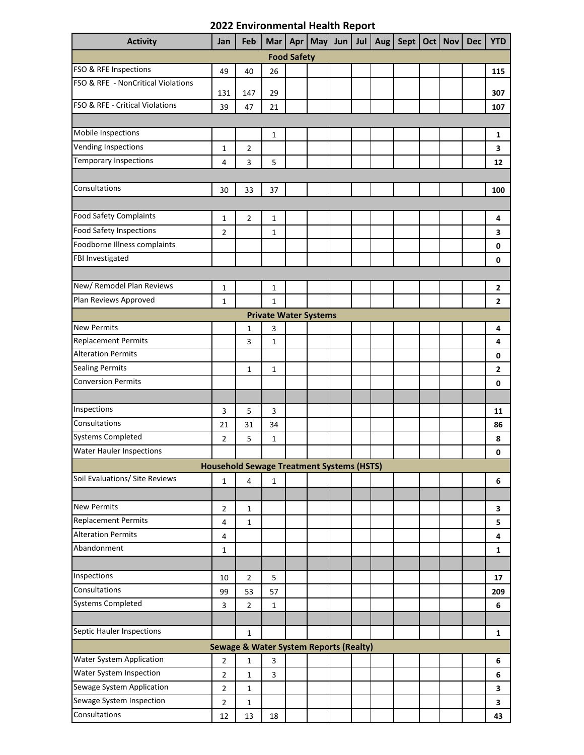# 2022 Environmental Health Report

| Activity | Jan | Feb | Mar | Apr | May | Jun | Jul | Aug | Sept | Oct | Nov | Dec | YTD |
|---|---|---|---|---|---|---|---|---|---|---|---|---|---|
| **Food Safety** | | | | | | | | | | | | | |
| FSO & RFE Inspections | 49 | 40 | 26 | | | | | | | | | | **115** |
| FSO & RFE - NonCritical Violations | 131 | 147 | 29 | | | | | | | | | | **307** |
| FSO & RFE - Critical Violations | 39 | 47 | 21 | | | | | | | | | | **107** |
| | | | | | | | | | | | | | |
| Mobile Inspections | | | 1 | | | | | | | | | | **1** |
| Vending Inspections | 1 | 2 | | | | | | | | | | | **3** |
| Temporary Inspections | 4 | 3 | 5 | | | | | | | | | | **12** |
| | | | | | | | | | | | | | |
| Consultations | 30 | 33 | 37 | | | | | | | | | | **100** |
| | | | | | | | | | | | | | |
| Food Safety Complaints | 1 | 2 | 1 | | | | | | | | | | **4** |
| Food Safety Inspections | 2 | | 1 | | | | | | | | | | **3** |
| Foodborne Illness complaints | | | | | | | | | | | | | **0** |
| FBI Investigated | | | | | | | | | | | | | **0** |
| | | | | | | | | | | | | | |
| New/ Remodel Plan Reviews | 1 | | 1 | | | | | | | | | | **2** |
| Plan Reviews Approved | 1 | | 1 | | | | | | | | | | **2** |
| **Private Water Systems** | | | | | | | | | | | | | |
| New Permits | | 1 | 3 | | | | | | | | | | **4** |
| Replacement Permits | | 3 | 1 | | | | | | | | | | **4** |
| Alteration Permits | | | | | | | | | | | | | **0** |
| Sealing Permits | | 1 | 1 | | | | | | | | | | **2** |
| Conversion Permits | | | | | | | | | | | | | **0** |
| | | | | | | | | | | | | | |
| Inspections | 3 | 5 | 3 | | | | | | | | | | **11** |
| Consultations | 21 | 31 | 34 | | | | | | | | | | **86** |
| Systems Completed | 2 | 5 | 1 | | | | | | | | | | **8** |
| Water Hauler Inspections | | | | | | | | | | | | | **0** |
| **Household Sewage Treatment Systems (HSTS)** | | | | | | | | | | | | | |
| Soil Evaluations/ Site Reviews | 1 | 4 | 1 | | | | | | | | | | **6** |
| | | | | | | | | | | | | | |
| New Permits | 2 | 1 | | | | | | | | | | | **3** |
| Replacement Permits | 4 | 1 | | | | | | | | | | | **5** |
| Alteration Permits | 4 | | | | | | | | | | | | **4** |
| Abandonment | 1 | | | | | | | | | | | | **1** |
| | | | | | | | | | | | | | |
| Inspections | 10 | 2 | 5 | | | | | | | | | | **17** |
| Consultations | 99 | 53 | 57 | | | | | | | | | | **209** |
| Systems Completed | 3 | 2 | 1 | | | | | | | | | | **6** |
| | | | | | | | | | | | | | |
| Septic Hauler Inspections | | 1 | | | | | | | | | | | **1** |
| **Sewage & Water System Reports (Realty)** | | | | | | | | | | | | | |
| Water System Application | 2 | 1 | 3 | | | | | | | | | | **6** |
| Water System Inspection | 2 | 1 | 3 | | | | | | | | | | **6** |
| Sewage System Application | 2 | 1 | | | | | | | | | | | **3** |
| Sewage System Inspection | 2 | 1 | | | | | | | | | | | **3** |
| Consultations | 12 | 13 | 18 | | | | | | | | | | **43** |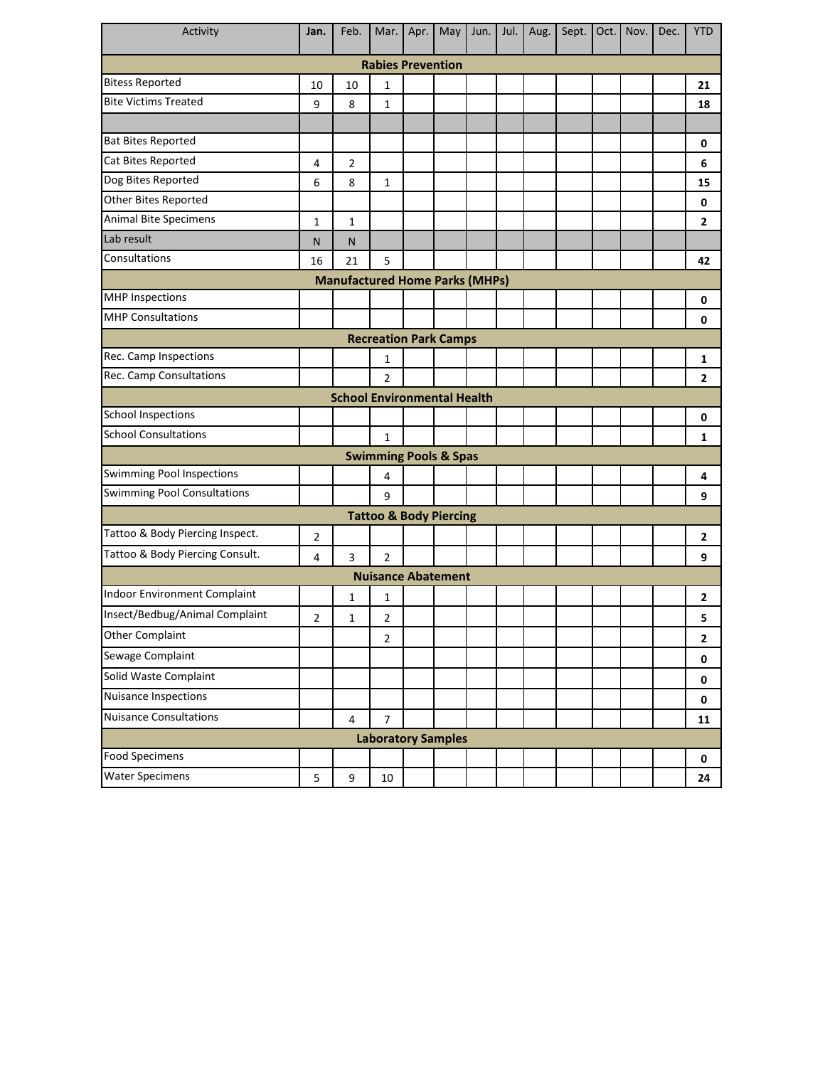| Activity | Jan. | Feb. | Mar. | Apr. | May | Jun. | Jul. | Aug. | Sept. | Oct. | Nov. | Dec. | YTD |
|---|---|---|---|---|---|---|---|---|---|---|---|---|---|
| **Rabies Prevention** | | | | | | | | | | | | | |
| Bitess Reported | 10 | 10 | 1 | | | | | | | | | | **21** |
| Bite Victims Treated | 9 | 8 | 1 | | | | | | | | | | **18** |
| | | | | | | | | | | | | | |
| Bat Bites Reported | | | | | | | | | | | | | **0** |
| Cat Bites Reported | 4 | 2 | | | | | | | | | | | **6** |
| Dog Bites Reported | 6 | 8 | 1 | | | | | | | | | | **15** |
| Other Bites Reported | | | | | | | | | | | | | **0** |
| Animal Bite Specimens | 1 | 1 | | | | | | | | | | | **2** |
| Lab result | N | N | | | | | | | | | | | |
| Consultations | 16 | 21 | 5 | | | | | | | | | | **42** |
| **Manufactured Home Parks (MHPs)** | | | | | | | | | | | | | |
| MHP Inspections | | | | | | | | | | | | | **0** |
| MHP Consultations | | | | | | | | | | | | | **0** |
| **Recreation Park Camps** | | | | | | | | | | | | | |
| Rec. Camp Inspections | | | 1 | | | | | | | | | | **1** |
| Rec. Camp Consultations | | | 2 | | | | | | | | | | **2** |
| **School Environmental Health** | | | | | | | | | | | | | |
| School Inspections | | | | | | | | | | | | | **0** |
| School Consultations | | | 1 | | | | | | | | | | **1** |
| **Swimming Pools & Spas** | | | | | | | | | | | | | |
| Swimming Pool Inspections | | | 4 | | | | | | | | | | **4** |
| Swimming Pool Consultations | | | 9 | | | | | | | | | | **9** |
| **Tattoo & Body Piercing** | | | | | | | | | | | | | |
| Tattoo & Body Piercing Inspect. | 2 | | | | | | | | | | | | **2** |
| Tattoo & Body Piercing Consult. | 4 | 3 | 2 | | | | | | | | | | **9** |
| **Nuisance Abatement** | | | | | | | | | | | | | |
| Indoor Environment Complaint | | 1 | 1 | | | | | | | | | | **2** |
| Insect/Bedbug/Animal Complaint | 2 | 1 | 2 | | | | | | | | | | **5** |
| Other Complaint | | | 2 | | | | | | | | | | **2** |
| Sewage Complaint | | | | | | | | | | | | | **0** |
| Solid Waste Complaint | | | | | | | | | | | | | **0** |
| Nuisance Inspections | | | | | | | | | | | | | **0** |
| Nuisance Consultations | | 4 | 7 | | | | | | | | | | **11** |
| **Laboratory Samples** | | | | | | | | | | | | | |
| Food Specimens | | | | | | | | | | | | | **0** |
| Water Specimens | 5 | 9 | 10 | | | | | | | | | | **24** |